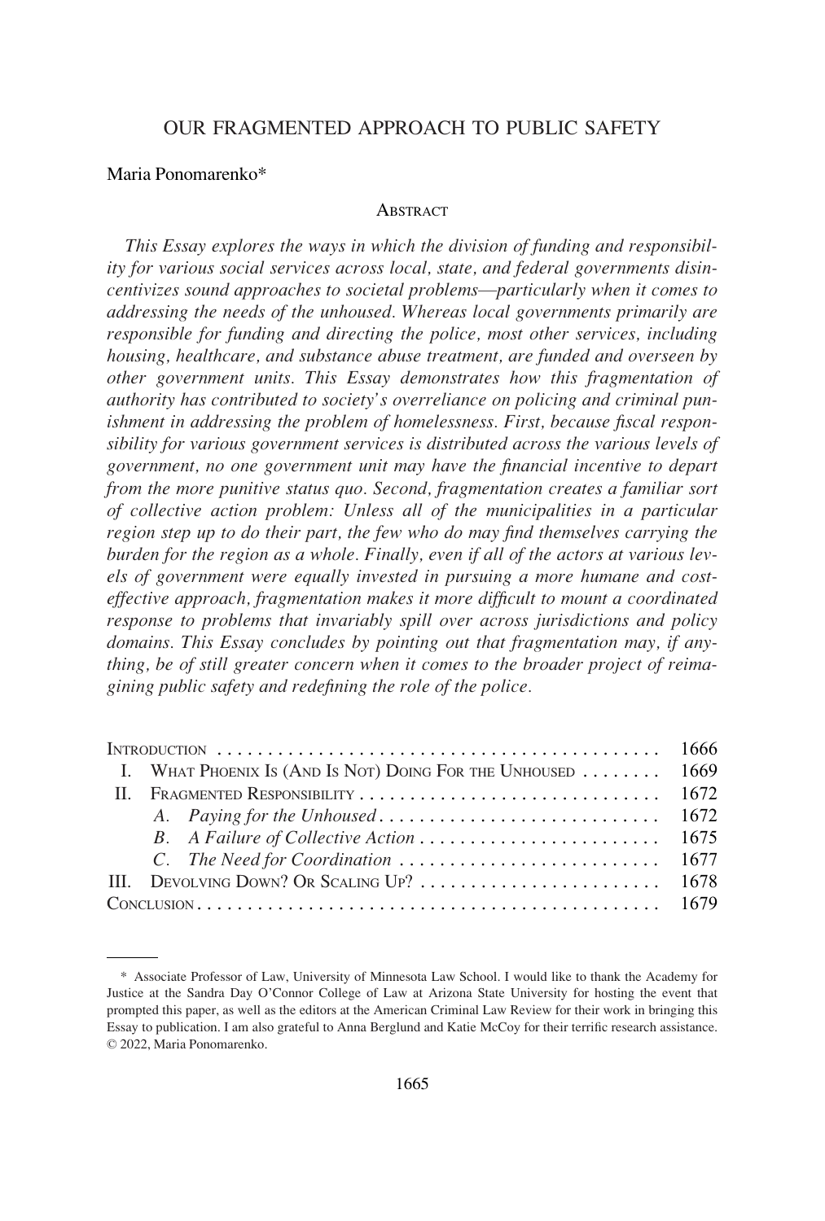# OUR FRAGMENTED APPROACH TO PUBLIC SAFETY

Maria Ponomarenko*

## Abstract

*This Essay explores the ways in which the division of funding and responsibility for various social services across local, state, and federal governments disincentivizes sound approaches to societal problems—particularly when it comes to addressing the needs of the unhoused. Whereas local governments primarily are responsible for funding and directing the police, most other services, including housing, healthcare, and substance abuse treatment, are funded and overseen by other government units. This Essay demonstrates how this fragmentation of authority has contributed to society's overreliance on policing and criminal punishment in addressing the problem of homelessness. First, because fiscal responsibility for various government services is distributed across the various levels of government, no one government unit may have the financial incentive to depart from the more punitive status quo. Second, fragmentation creates a familiar sort of collective action problem: Unless all of the municipalities in a particular region step up to do their part, the few who do may find themselves carrying the burden for the region as a whole. Finally, even if all of the actors at various levels of government were equally invested in pursuing a more humane and cost-effective approach, fragmentation makes it more difficult to mount a coordinated response to problems that invariably spill over across jurisdictions and policy domains. This Essay concludes by pointing out that fragmentation may, if anything, be of still greater concern when it comes to the broader project of reimagining public safety and redefining the role of the police.*

| | |
|---|---|
| INTRODUCTION | 1666 |
| I. WHAT PHOENIX IS (AND IS NOT) DOING FOR THE UNHOUSED | 1669 |
| II. FRAGMENTED RESPONSIBILITY | 1672 |
| *A. Paying for the Unhoused* | 1672 |
| *B. A Failure of Collective Action* | 1675 |
| *C. The Need for Coordination* | 1677 |
| III. DEVOLVING DOWN? OR SCALING UP? | 1678 |
| CONCLUSION | 1679 |

---

\* Associate Professor of Law, University of Minnesota Law School. I would like to thank the Academy for Justice at the Sandra Day O'Connor College of Law at Arizona State University for hosting the event that prompted this paper, as well as the editors at the American Criminal Law Review for their work in bringing this Essay to publication. I am also grateful to Anna Berglund and Katie McCoy for their terrific research assistance. © 2022, Maria Ponomarenko.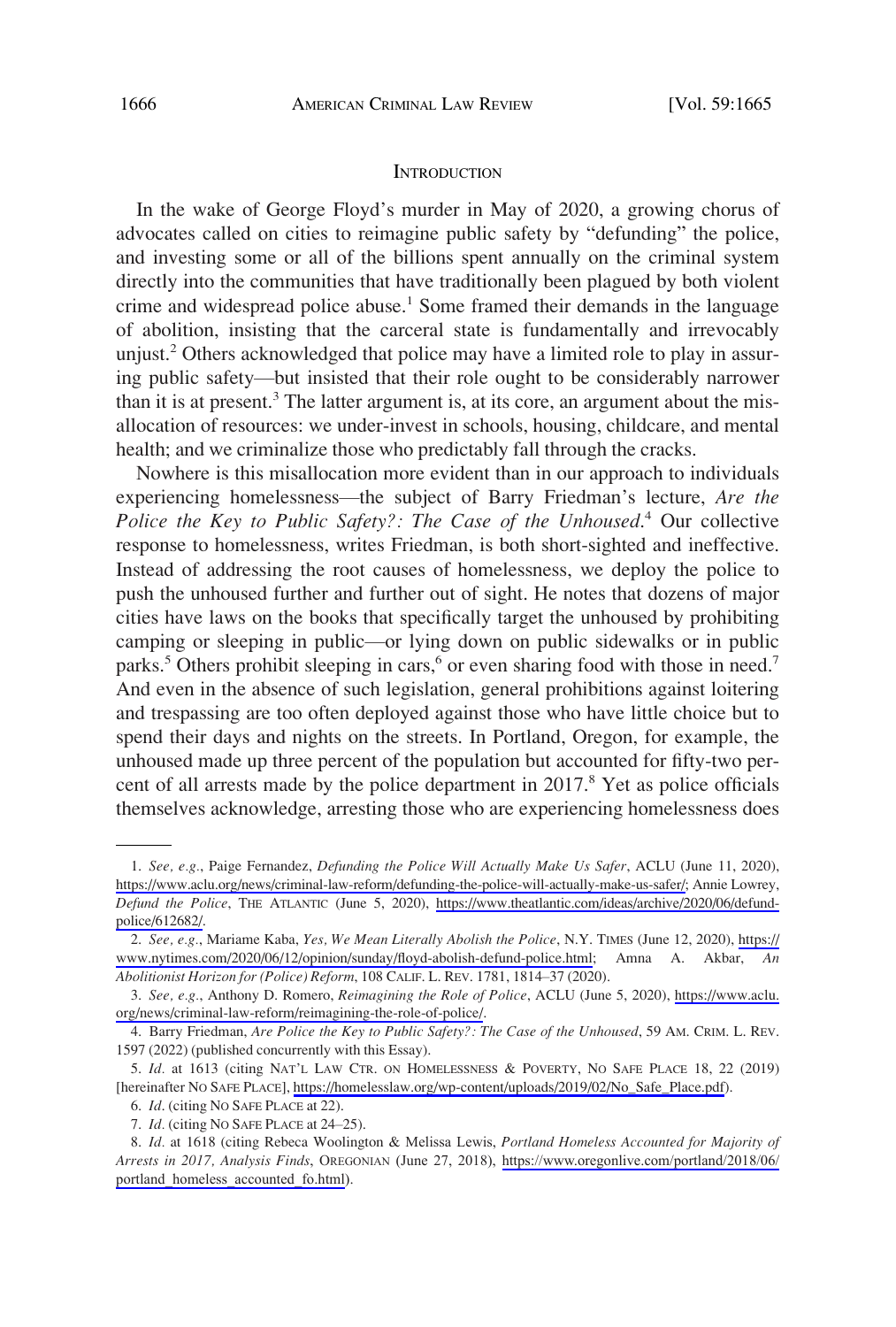## INTRODUCTION

In the wake of George Floyd's murder in May of 2020, a growing chorus of advocates called on cities to reimagine public safety by "defunding" the police, and investing some or all of the billions spent annually on the criminal system directly into the communities that have traditionally been plagued by both violent crime and widespread police abuse.[1] Some framed their demands in the language of abolition, insisting that the carceral state is fundamentally and irrevocably unjust.[2] Others acknowledged that police may have a limited role to play in assuring public safety—but insisted that their role ought to be considerably narrower than it is at present.[3] The latter argument is, at its core, an argument about the misallocation of resources: we under-invest in schools, housing, childcare, and mental health; and we criminalize those who predictably fall through the cracks.

Nowhere is this misallocation more evident than in our approach to individuals experiencing homelessness—the subject of Barry Friedman's lecture, *Are the Police the Key to Public Safety?: The Case of the Unhoused*.[4] Our collective response to homelessness, writes Friedman, is both short-sighted and ineffective. Instead of addressing the root causes of homelessness, we deploy the police to push the unhoused further and further out of sight. He notes that dozens of major cities have laws on the books that specifically target the unhoused by prohibiting camping or sleeping in public—or lying down on public sidewalks or in public parks.[5] Others prohibit sleeping in cars,[6] or even sharing food with those in need.[7] And even in the absence of such legislation, general prohibitions against loitering and trespassing are too often deployed against those who have little choice but to spend their days and nights on the streets. In Portland, Oregon, for example, the unhoused made up three percent of the population but accounted for fifty-two percent of all arrests made by the police department in 2017.[8] Yet as police officials themselves acknowledge, arresting those who are experiencing homelessness does

---

1. *See, e.g.*, Paige Fernandez, *Defunding the Police Will Actually Make Us Safer*, ACLU (June 11, 2020), https://www.aclu.org/news/criminal-law-reform/defunding-the-police-will-actually-make-us-safer/; Annie Lowrey, *Defund the Police*, THE ATLANTIC (June 5, 2020), https://www.theatlantic.com/ideas/archive/2020/06/defund-police/612682/.

2. *See, e.g.*, Mariame Kaba, *Yes, We Mean Literally Abolish the Police*, N.Y. TIMES (June 12, 2020), https://www.nytimes.com/2020/06/12/opinion/sunday/floyd-abolish-defund-police.html; Amna A. Akbar, *An Abolitionist Horizon for (Police) Reform*, 108 CALIF. L. REV. 1781, 1814–37 (2020).

3. *See, e.g.*, Anthony D. Romero, *Reimagining the Role of Police*, ACLU (June 5, 2020), https://www.aclu.org/news/criminal-law-reform/reimagining-the-role-of-police/.

4. Barry Friedman, *Are Police the Key to Public Safety?: The Case of the Unhoused*, 59 AM. CRIM. L. REV. 1597 (2022) (published concurrently with this Essay).

5. *Id.* at 1613 (citing NAT'L LAW CTR. ON HOMELESSNESS & POVERTY, NO SAFE PLACE 18, 22 (2019) [hereinafter NO SAFE PLACE], https://homelesslaw.org/wp-content/uploads/2019/02/No_Safe_Place.pdf).

6. *Id.* (citing NO SAFE PLACE at 22).

7. *Id.* (citing NO SAFE PLACE at 24–25).

8. *Id.* at 1618 (citing Rebeca Woolington & Melissa Lewis, *Portland Homeless Accounted for Majority of Arrests in 2017, Analysis Finds*, OREGONIAN (June 27, 2018), https://www.oregonlive.com/portland/2018/06/portland_homeless_accounted_fo.html).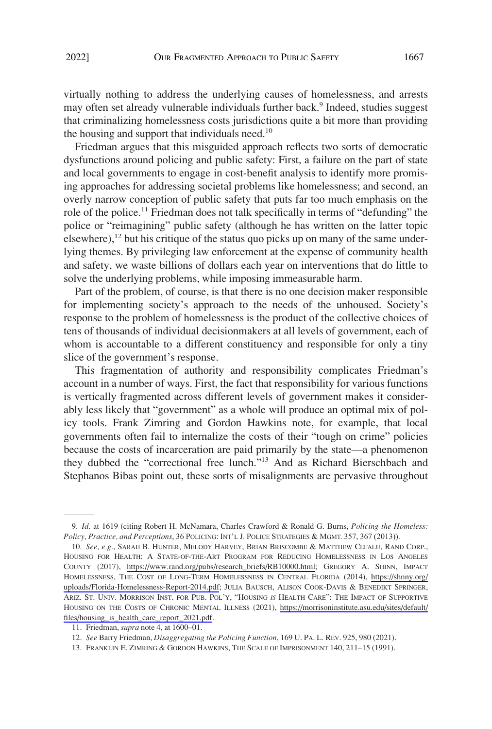virtually nothing to address the underlying causes of homelessness, and arrests may often set already vulnerable individuals further back.[9] Indeed, studies suggest that criminalizing homelessness costs jurisdictions quite a bit more than providing the housing and support that individuals need.[10]

Friedman argues that this misguided approach reflects two sorts of democratic dysfunctions around policing and public safety: First, a failure on the part of state and local governments to engage in cost-benefit analysis to identify more promising approaches for addressing societal problems like homelessness; and second, an overly narrow conception of public safety that puts far too much emphasis on the role of the police.[11] Friedman does not talk specifically in terms of "defunding" the police or "reimagining" public safety (although he has written on the latter topic elsewhere),[12] but his critique of the status quo picks up on many of the same underlying themes. By privileging law enforcement at the expense of community health and safety, we waste billions of dollars each year on interventions that do little to solve the underlying problems, while imposing immeasurable harm.

Part of the problem, of course, is that there is no one decision maker responsible for implementing society's approach to the needs of the unhoused. Society's response to the problem of homelessness is the product of the collective choices of tens of thousands of individual decisionmakers at all levels of government, each of whom is accountable to a different constituency and responsible for only a tiny slice of the government's response.

This fragmentation of authority and responsibility complicates Friedman's account in a number of ways. First, the fact that responsibility for various functions is vertically fragmented across different levels of government makes it considerably less likely that "government" as a whole will produce an optimal mix of policy tools. Frank Zimring and Gordon Hawkins note, for example, that local governments often fail to internalize the costs of their "tough on crime" policies because the costs of incarceration are paid primarily by the state—a phenomenon they dubbed the "correctional free lunch."[13] And as Richard Bierschbach and Stephanos Bibas point out, these sorts of misalignments are pervasive throughout

---

9. *Id.* at 1619 (citing Robert H. McNamara, Charles Crawford & Ronald G. Burns, *Policing the Homeless: Policy, Practice, and Perceptions*, 36 POLICING: INT'L J. POLICE STRATEGIES & MGMT. 357, 367 (2013)).

10. *See, e.g.*, SARAH B. HUNTER, MELODY HARVEY, BRIAN BRISCOMBE & MATTHEW CEFALU, RAND CORP., HOUSING FOR HEALTH: A STATE-OF-THE-ART PROGRAM FOR REDUCING HOMELESSNESS IN LOS ANGELES COUNTY (2017), https://www.rand.org/pubs/research_briefs/RB10000.html; GREGORY A. SHINN, IMPACT HOMELESSNESS, THE COST OF LONG-TERM HOMELESSNESS IN CENTRAL FLORIDA (2014), https://shnny.org/uploads/Florida-Homelessness-Report-2014.pdf; JULIA BAUSCH, ALISON COOK-DAVIS & BENEDIKT SPRINGER, ARIZ. ST. UNIV. MORRISON INST. FOR PUB. POL'Y, "HOUSING *IS* HEALTH CARE": THE IMPACT OF SUPPORTIVE HOUSING ON THE COSTS OF CHRONIC MENTAL ILLNESS (2021), https://morrisoninstitute.asu.edu/sites/default/files/housing_is_health_care_report_2021.pdf.

11. Friedman, *supra* note 4, at 1600–01.

12. *See* Barry Friedman, *Disaggregating the Policing Function*, 169 U. PA. L. REV. 925, 980 (2021).

13. FRANKLIN E. ZIMRING & GORDON HAWKINS, THE SCALE OF IMPRISONMENT 140, 211–15 (1991).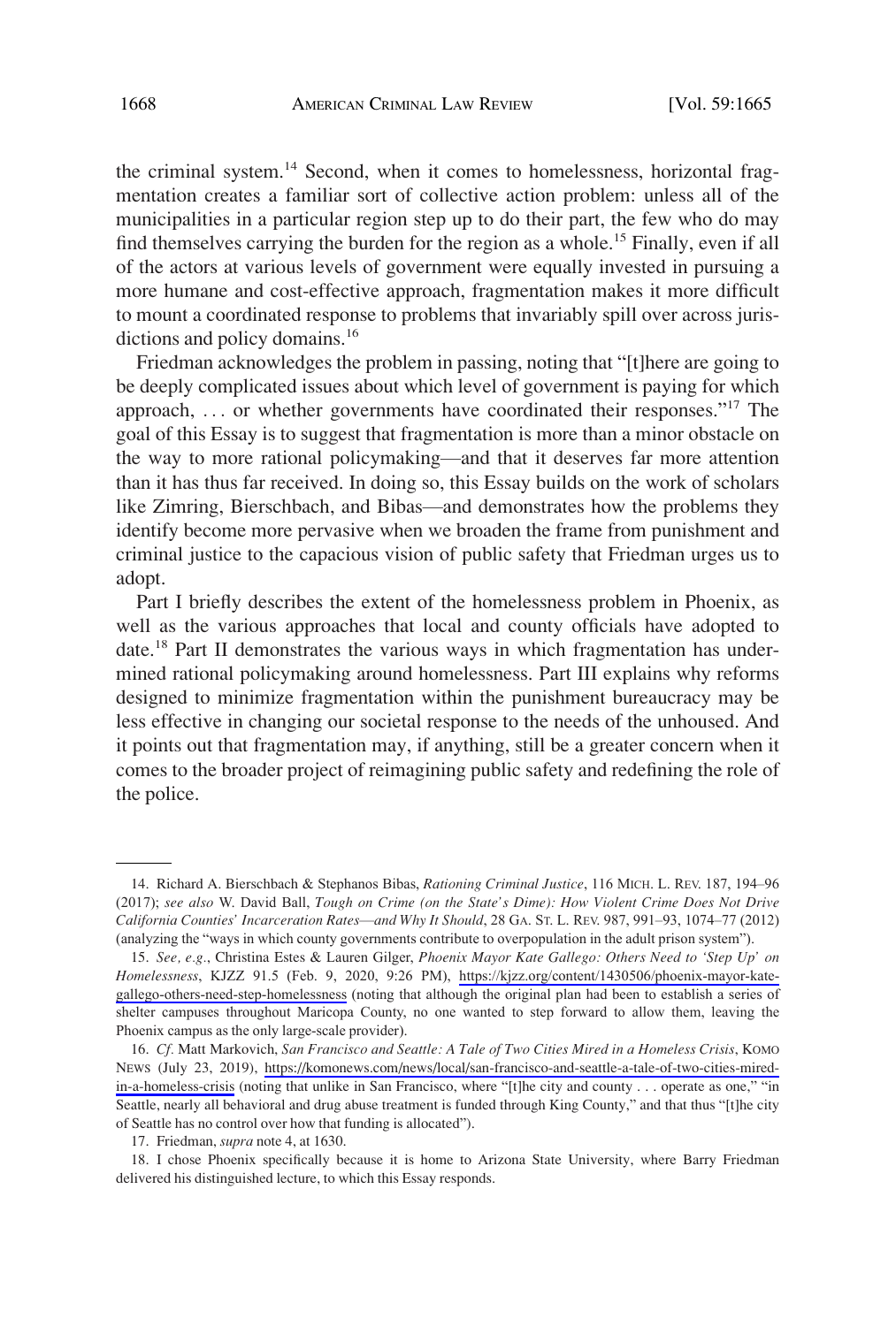the criminal system.[14] Second, when it comes to homelessness, horizontal fragmentation creates a familiar sort of collective action problem: unless all of the municipalities in a particular region step up to do their part, the few who do may find themselves carrying the burden for the region as a whole.[15] Finally, even if all of the actors at various levels of government were equally invested in pursuing a more humane and cost-effective approach, fragmentation makes it more difficult to mount a coordinated response to problems that invariably spill over across jurisdictions and policy domains.[16]

Friedman acknowledges the problem in passing, noting that "[t]here are going to be deeply complicated issues about which level of government is paying for which approach, . . . or whether governments have coordinated their responses."[17] The goal of this Essay is to suggest that fragmentation is more than a minor obstacle on the way to more rational policymaking—and that it deserves far more attention than it has thus far received. In doing so, this Essay builds on the work of scholars like Zimring, Bierschbach, and Bibas—and demonstrates how the problems they identify become more pervasive when we broaden the frame from punishment and criminal justice to the capacious vision of public safety that Friedman urges us to adopt.

Part I briefly describes the extent of the homelessness problem in Phoenix, as well as the various approaches that local and county officials have adopted to date.[18] Part II demonstrates the various ways in which fragmentation has undermined rational policymaking around homelessness. Part III explains why reforms designed to minimize fragmentation within the punishment bureaucracy may be less effective in changing our societal response to the needs of the unhoused. And it points out that fragmentation may, if anything, still be a greater concern when it comes to the broader project of reimagining public safety and redefining the role of the police.

---

14. Richard A. Bierschbach & Stephanos Bibas, *Rationing Criminal Justice*, 116 MICH. L. REV. 187, 194–96 (2017); *see also* W. David Ball, *Tough on Crime (on the State's Dime): How Violent Crime Does Not Drive California Counties' Incarceration Rates—and Why It Should*, 28 GA. ST. L. REV. 987, 991–93, 1074–77 (2012) (analyzing the "ways in which county governments contribute to overpopulation in the adult prison system").

15. *See, e.g.*, Christina Estes & Lauren Gilger, *Phoenix Mayor Kate Gallego: Others Need to 'Step Up' on Homelessness*, KJZZ 91.5 (Feb. 9, 2020, 9:26 PM), https://kjzz.org/content/1430506/phoenix-mayor-kate-gallego-others-need-step-homelessness (noting that although the original plan had been to establish a series of shelter campuses throughout Maricopa County, no one wanted to step forward to allow them, leaving the Phoenix campus as the only large-scale provider).

16. *Cf.* Matt Markovich, *San Francisco and Seattle: A Tale of Two Cities Mired in a Homeless Crisis*, KOMO NEWS (July 23, 2019), https://komonews.com/news/local/san-francisco-and-seattle-a-tale-of-two-cities-mired-in-a-homeless-crisis (noting that unlike in San Francisco, where "[t]he city and county . . . operate as one," "in Seattle, nearly all behavioral and drug abuse treatment is funded through King County," and that thus "[t]he city of Seattle has no control over how that funding is allocated").

17. Friedman, *supra* note 4, at 1630.

18. I chose Phoenix specifically because it is home to Arizona State University, where Barry Friedman delivered his distinguished lecture, to which this Essay responds.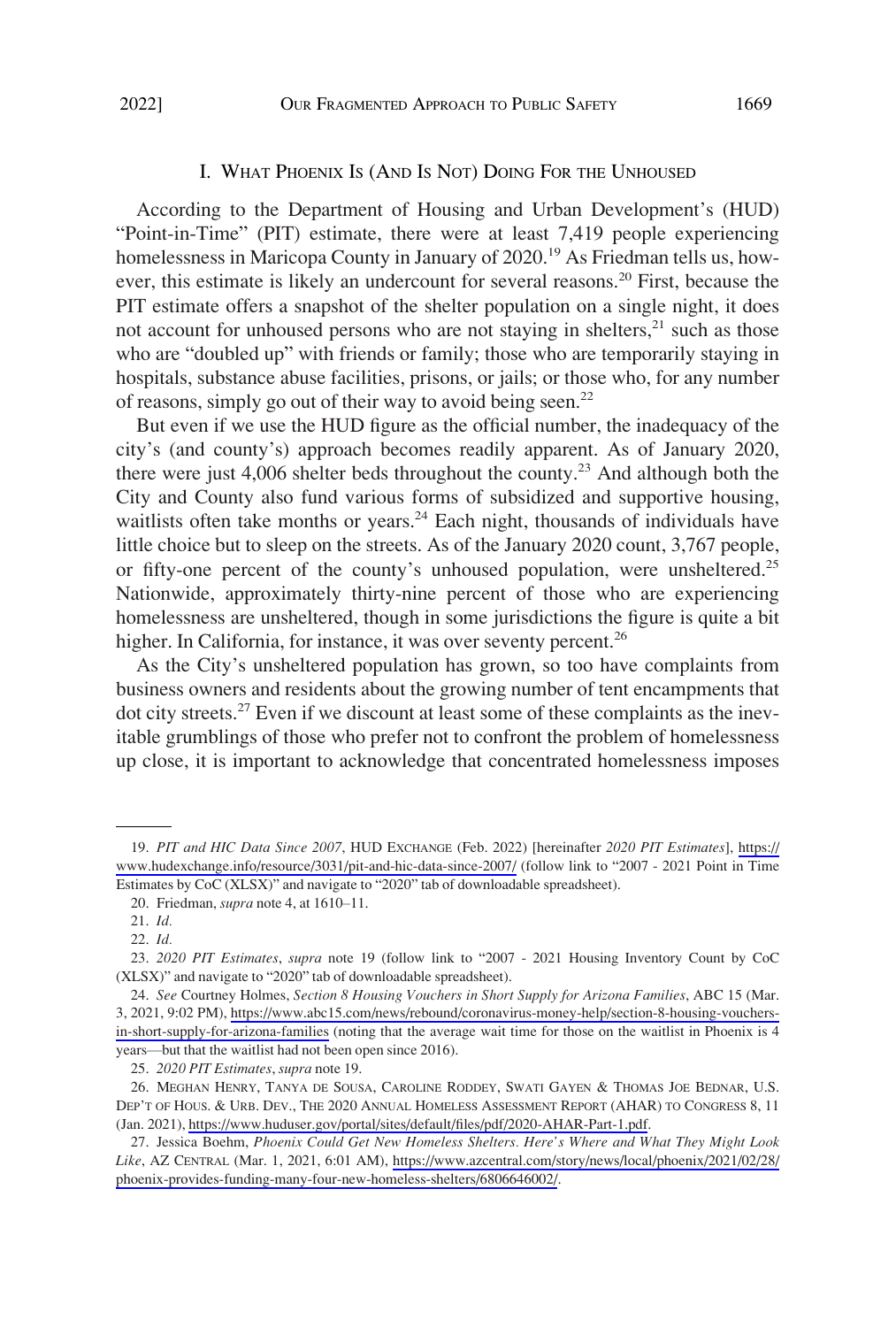## I. What Phoenix Is (And Is Not) Doing For the Unhoused

According to the Department of Housing and Urban Development's (HUD) "Point-in-Time" (PIT) estimate, there were at least 7,419 people experiencing homelessness in Maricopa County in January of 2020.[19] As Friedman tells us, however, this estimate is likely an undercount for several reasons.[20] First, because the PIT estimate offers a snapshot of the shelter population on a single night, it does not account for unhoused persons who are not staying in shelters,[21] such as those who are "doubled up" with friends or family; those who are temporarily staying in hospitals, substance abuse facilities, prisons, or jails; or those who, for any number of reasons, simply go out of their way to avoid being seen.[22]

But even if we use the HUD figure as the official number, the inadequacy of the city's (and county's) approach becomes readily apparent. As of January 2020, there were just 4,006 shelter beds throughout the county.[23] And although both the City and County also fund various forms of subsidized and supportive housing, waitlists often take months or years.[24] Each night, thousands of individuals have little choice but to sleep on the streets. As of the January 2020 count, 3,767 people, or fifty-one percent of the county's unhoused population, were unsheltered.[25] Nationwide, approximately thirty-nine percent of those who are experiencing homelessness are unsheltered, though in some jurisdictions the figure is quite a bit higher. In California, for instance, it was over seventy percent.[26]

As the City's unsheltered population has grown, so too have complaints from business owners and residents about the growing number of tent encampments that dot city streets.[27] Even if we discount at least some of these complaints as the inevitable grumblings of those who prefer not to confront the problem of homelessness up close, it is important to acknowledge that concentrated homelessness imposes

---

19. *PIT and HIC Data Since 2007*, HUD Exchange (Feb. 2022) [hereinafter *2020 PIT Estimates*], https://www.hudexchange.info/resource/3031/pit-and-hic-data-since-2007/ (follow link to "2007 - 2021 Point in Time Estimates by CoC (XLSX)" and navigate to "2020" tab of downloadable spreadsheet).

20. Friedman, *supra* note 4, at 1610–11.

21. *Id.*

22. *Id.*

23. *2020 PIT Estimates*, *supra* note 19 (follow link to "2007 - 2021 Housing Inventory Count by CoC (XLSX)" and navigate to "2020" tab of downloadable spreadsheet).

24. *See* Courtney Holmes, *Section 8 Housing Vouchers in Short Supply for Arizona Families*, ABC 15 (Mar. 3, 2021, 9:02 PM), https://www.abc15.com/news/rebound/coronavirus-money-help/section-8-housing-vouchers-in-short-supply-for-arizona-families (noting that the average wait time for those on the waitlist in Phoenix is 4 years—but that the waitlist had not been open since 2016).

25. *2020 PIT Estimates*, *supra* note 19.

26. Meghan Henry, Tanya de Sousa, Caroline Roddey, Swati Gayen & Thomas Joe Bednar, U.S. Dep't of Hous. & Urb. Dev., The 2020 Annual Homeless Assessment Report (AHAR) to Congress 8, 11 (Jan. 2021), https://www.huduser.gov/portal/sites/default/files/pdf/2020-AHAR-Part-1.pdf.

27. Jessica Boehm, *Phoenix Could Get New Homeless Shelters. Here's Where and What They Might Look Like*, AZ Central (Mar. 1, 2021, 6:01 AM), https://www.azcentral.com/story/news/local/phoenix/2021/02/28/phoenix-provides-funding-many-four-new-homeless-shelters/6806646002/.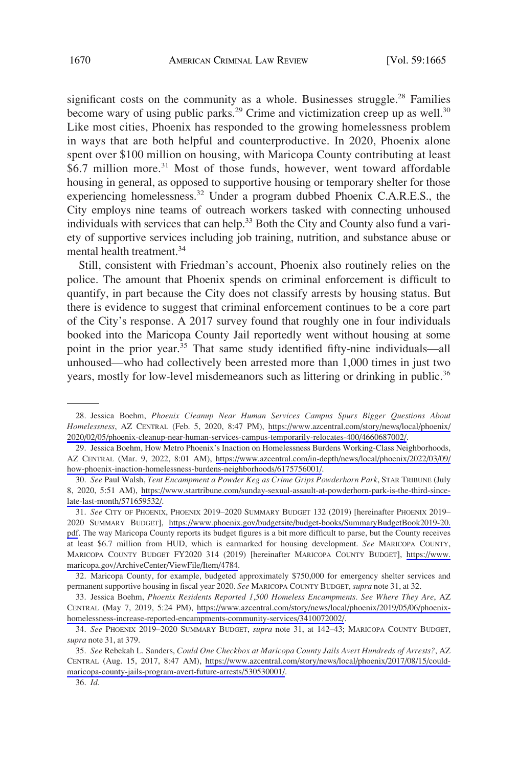significant costs on the community as a whole. Businesses struggle.[28] Families become wary of using public parks.[29] Crime and victimization creep up as well.[30] Like most cities, Phoenix has responded to the growing homelessness problem in ways that are both helpful and counterproductive. In 2020, Phoenix alone spent over $100 million on housing, with Maricopa County contributing at least $6.7 million more.[31] Most of those funds, however, went toward affordable housing in general, as opposed to supportive housing or temporary shelter for those experiencing homelessness.[32] Under a program dubbed Phoenix C.A.R.E.S., the City employs nine teams of outreach workers tasked with connecting unhoused individuals with services that can help.[33] Both the City and County also fund a variety of supportive services including job training, nutrition, and substance abuse or mental health treatment.[34]

Still, consistent with Friedman's account, Phoenix also routinely relies on the police. The amount that Phoenix spends on criminal enforcement is difficult to quantify, in part because the City does not classify arrests by housing status. But there is evidence to suggest that criminal enforcement continues to be a core part of the City's response. A 2017 survey found that roughly one in four individuals booked into the Maricopa County Jail reportedly went without housing at some point in the prior year.[35] That same study identified fifty-nine individuals—all unhoused—who had collectively been arrested more than 1,000 times in just two years, mostly for low-level misdemeanors such as littering or drinking in public.[36]

---

28. Jessica Boehm, *Phoenix Cleanup Near Human Services Campus Spurs Bigger Questions About Homelessness*, AZ CENTRAL (Feb. 5, 2020, 8:47 PM), https://www.azcentral.com/story/news/local/phoenix/2020/02/05/phoenix-cleanup-near-human-services-campus-temporarily-relocates-400/4660687002/.

29. Jessica Boehm, How Metro Phoenix's Inaction on Homelessness Burdens Working-Class Neighborhoods, AZ CENTRAL (Mar. 9, 2022, 8:01 AM), https://www.azcentral.com/in-depth/news/local/phoenix/2022/03/09/how-phoenix-inaction-homelessness-burdens-neighborhoods/6175756001/.

30. *See* Paul Walsh, *Tent Encampment a Powder Keg as Crime Grips Powderhorn Park*, STAR TRIBUNE (July 8, 2020, 5:51 AM), https://www.startribune.com/sunday-sexual-assault-at-powderhorn-park-is-the-third-since-late-last-month/571659532/.

31. *See* CITY OF PHOENIX, PHOENIX 2019–2020 SUMMARY BUDGET 132 (2019) [hereinafter PHOENIX 2019–2020 SUMMARY BUDGET], https://www.phoenix.gov/budgetsite/budget-books/SummaryBudgetBook2019-20.pdf. The way Maricopa County reports its budget figures is a bit more difficult to parse, but the County receives at least $6.7 million from HUD, which is earmarked for housing development. *See* MARICOPA COUNTY, MARICOPA COUNTY BUDGET FY2020 314 (2019) [hereinafter MARICOPA COUNTY BUDGET], https://www.maricopa.gov/ArchiveCenter/ViewFile/Item/4784.

32. Maricopa County, for example, budgeted approximately $750,000 for emergency shelter services and permanent supportive housing in fiscal year 2020. *See* MARICOPA COUNTY BUDGET, *supra* note 31, at 32.

33. Jessica Boehm, *Phoenix Residents Reported 1,500 Homeless Encampments. See Where They Are*, AZ CENTRAL (May 7, 2019, 5:24 PM), https://www.azcentral.com/story/news/local/phoenix/2019/05/06/phoenix-homelessness-increase-reported-encampments-community-services/3410072002/.

34. *See* PHOENIX 2019–2020 SUMMARY BUDGET, *supra* note 31, at 142–43; MARICOPA COUNTY BUDGET, *supra* note 31, at 379.

35. *See* Rebekah L. Sanders, *Could One Checkbox at Maricopa County Jails Avert Hundreds of Arrests?*, AZ CENTRAL (Aug. 15, 2017, 8:47 AM), https://www.azcentral.com/story/news/local/phoenix/2017/08/15/could-maricopa-county-jails-program-avert-future-arrests/530530001/.

36. *Id.*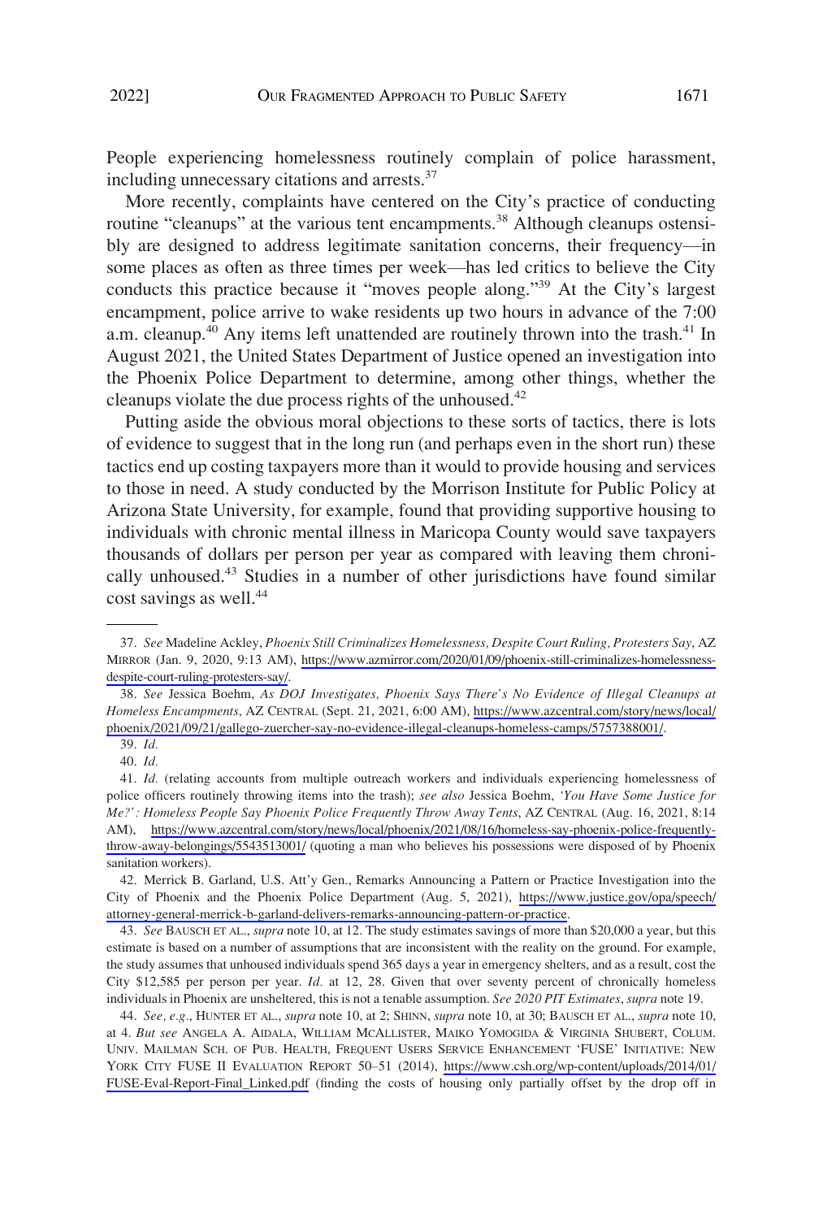People experiencing homelessness routinely complain of police harassment, including unnecessary citations and arrests.[37]

More recently, complaints have centered on the City's practice of conducting routine "cleanups" at the various tent encampments.[38] Although cleanups ostensibly are designed to address legitimate sanitation concerns, their frequency—in some places as often as three times per week—has led critics to believe the City conducts this practice because it "moves people along."[39] At the City's largest encampment, police arrive to wake residents up two hours in advance of the 7:00 a.m. cleanup.[40] Any items left unattended are routinely thrown into the trash.[41] In August 2021, the United States Department of Justice opened an investigation into the Phoenix Police Department to determine, among other things, whether the cleanups violate the due process rights of the unhoused.[42]

Putting aside the obvious moral objections to these sorts of tactics, there is lots of evidence to suggest that in the long run (and perhaps even in the short run) these tactics end up costing taxpayers more than it would to provide housing and services to those in need. A study conducted by the Morrison Institute for Public Policy at Arizona State University, for example, found that providing supportive housing to individuals with chronic mental illness in Maricopa County would save taxpayers thousands of dollars per person per year as compared with leaving them chronically unhoused.[43] Studies in a number of other jurisdictions have found similar cost savings as well.[44]

---

37. *See* Madeline Ackley, *Phoenix Still Criminalizes Homelessness, Despite Court Ruling, Protesters Say*, AZ MIRROR (Jan. 9, 2020, 9:13 AM), https://www.azmirror.com/2020/01/09/phoenix-still-criminalizes-homelessness-despite-court-ruling-protesters-say/.

38. *See* Jessica Boehm, *As DOJ Investigates, Phoenix Says There's No Evidence of Illegal Cleanups at Homeless Encampments*, AZ CENTRAL (Sept. 21, 2021, 6:00 AM), https://www.azcentral.com/story/news/local/phoenix/2021/09/21/gallego-zuercher-say-no-evidence-illegal-cleanups-homeless-camps/5757388001/.

39. *Id.*

40. *Id.*

41. *Id.* (relating accounts from multiple outreach workers and individuals experiencing homelessness of police officers routinely throwing items into the trash); *see also* Jessica Boehm, *'You Have Some Justice for Me?': Homeless People Say Phoenix Police Frequently Throw Away Tents*, AZ CENTRAL (Aug. 16, 2021, 8:14 AM), https://www.azcentral.com/story/news/local/phoenix/2021/08/16/homeless-say-phoenix-police-frequently-throw-away-belongings/5543513001/ (quoting a man who believes his possessions were disposed of by Phoenix sanitation workers).

42. Merrick B. Garland, U.S. Att'y Gen., Remarks Announcing a Pattern or Practice Investigation into the City of Phoenix and the Phoenix Police Department (Aug. 5, 2021), https://www.justice.gov/opa/speech/attorney-general-merrick-b-garland-delivers-remarks-announcing-pattern-or-practice.

43. *See* BAUSCH ET AL., *supra* note 10, at 12. The study estimates savings of more than $20,000 a year, but this estimate is based on a number of assumptions that are inconsistent with the reality on the ground. For example, the study assumes that unhoused individuals spend 365 days a year in emergency shelters, and as a result, cost the City $12,585 per person per year. *Id.* at 12, 28. Given that over seventy percent of chronically homeless individuals in Phoenix are unsheltered, this is not a tenable assumption. *See 2020 PIT Estimates*, *supra* note 19.

44. *See, e.g.*, HUNTER ET AL., *supra* note 10, at 2; SHINN, *supra* note 10, at 30; BAUSCH ET AL., *supra* note 10, at 4. *But see* ANGELA A. AIDALA, WILLIAM MCALLISTER, MAIKO YOMOGIDA & VIRGINIA SHUBERT, COLUM. UNIV. MAILMAN SCH. OF PUB. HEALTH, FREQUENT USERS SERVICE ENHANCEMENT 'FUSE' INITIATIVE: NEW YORK CITY FUSE II EVALUATION REPORT 50–51 (2014), https://www.csh.org/wp-content/uploads/2014/01/FUSE-Eval-Report-Final_Linked.pdf (finding the costs of housing only partially offset by the drop off in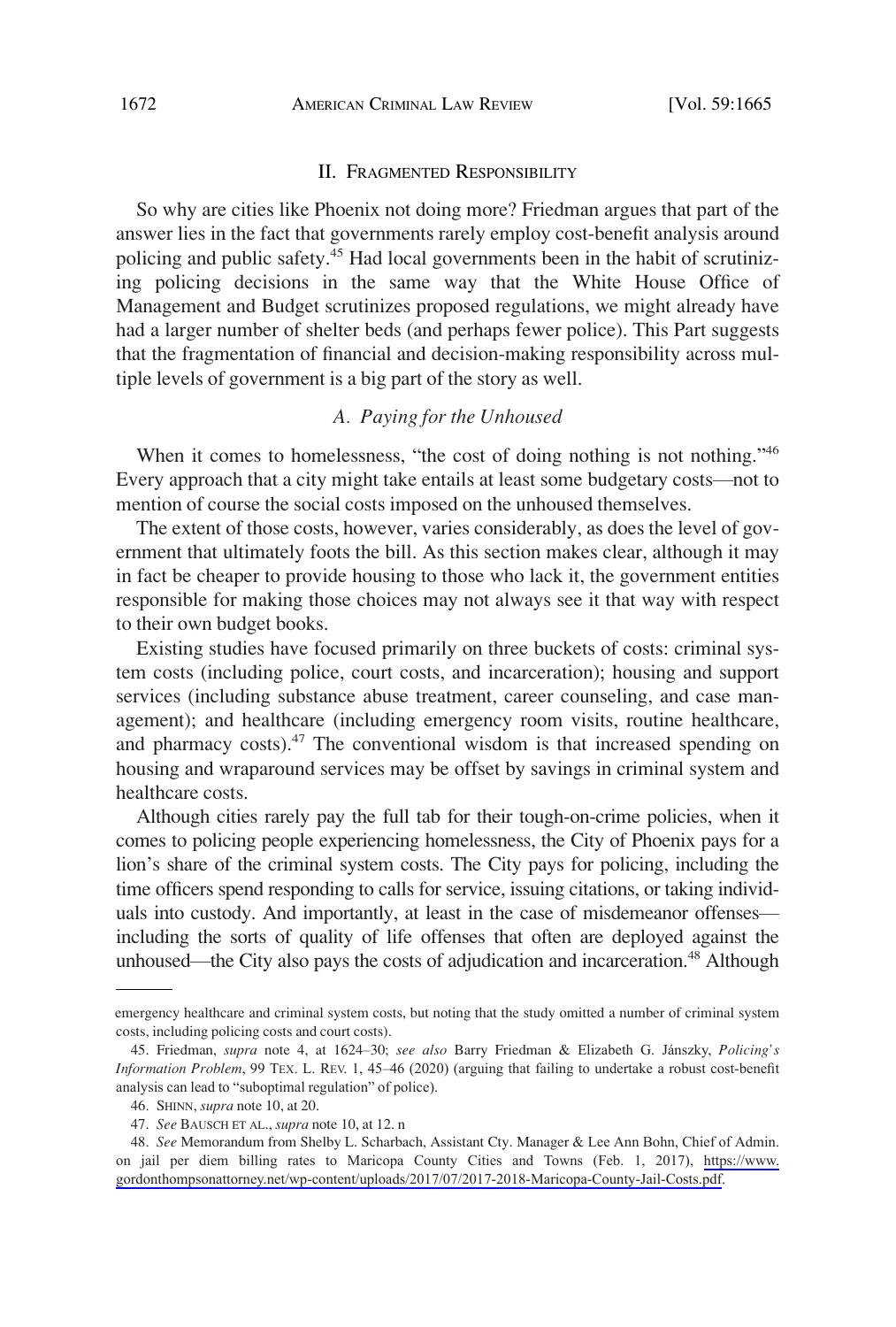## II. Fragmented Responsibility

So why are cities like Phoenix not doing more? Friedman argues that part of the answer lies in the fact that governments rarely employ cost-benefit analysis around policing and public safety.[45] Had local governments been in the habit of scrutinizing policing decisions in the same way that the White House Office of Management and Budget scrutinizes proposed regulations, we might already have had a larger number of shelter beds (and perhaps fewer police). This Part suggests that the fragmentation of financial and decision-making responsibility across multiple levels of government is a big part of the story as well.

### *A. Paying for the Unhoused*

When it comes to homelessness, "the cost of doing nothing is not nothing."[46] Every approach that a city might take entails at least some budgetary costs—not to mention of course the social costs imposed on the unhoused themselves.

The extent of those costs, however, varies considerably, as does the level of government that ultimately foots the bill. As this section makes clear, although it may in fact be cheaper to provide housing to those who lack it, the government entities responsible for making those choices may not always see it that way with respect to their own budget books.

Existing studies have focused primarily on three buckets of costs: criminal system costs (including police, court costs, and incarceration); housing and support services (including substance abuse treatment, career counseling, and case management); and healthcare (including emergency room visits, routine healthcare, and pharmacy costs).[47] The conventional wisdom is that increased spending on housing and wraparound services may be offset by savings in criminal system and healthcare costs.

Although cities rarely pay the full tab for their tough-on-crime policies, when it comes to policing people experiencing homelessness, the City of Phoenix pays for a lion's share of the criminal system costs. The City pays for policing, including the time officers spend responding to calls for service, issuing citations, or taking individuals into custody. And importantly, at least in the case of misdemeanor offenses—including the sorts of quality of life offenses that often are deployed against the unhoused—the City also pays the costs of adjudication and incarceration.[48] Although

---

emergency healthcare and criminal system costs, but noting that the study omitted a number of criminal system costs, including policing costs and court costs).

45. Friedman, *supra* note 4, at 1624–30; *see also* Barry Friedman & Elizabeth G. Jánszky, *Policing's Information Problem*, 99 TEX. L. REV. 1, 45–46 (2020) (arguing that failing to undertake a robust cost-benefit analysis can lead to "suboptimal regulation" of police).

46. SHINN, *supra* note 10, at 20.

47. *See* BAUSCH ET AL., *supra* note 10, at 12. n

48. *See* Memorandum from Shelby L. Scharbach, Assistant Cty. Manager & Lee Ann Bohn, Chief of Admin. on jail per diem billing rates to Maricopa County Cities and Towns (Feb. 1, 2017), https://www.gordonthompsonattorney.net/wp-content/uploads/2017/07/2017-2018-Maricopa-County-Jail-Costs.pdf.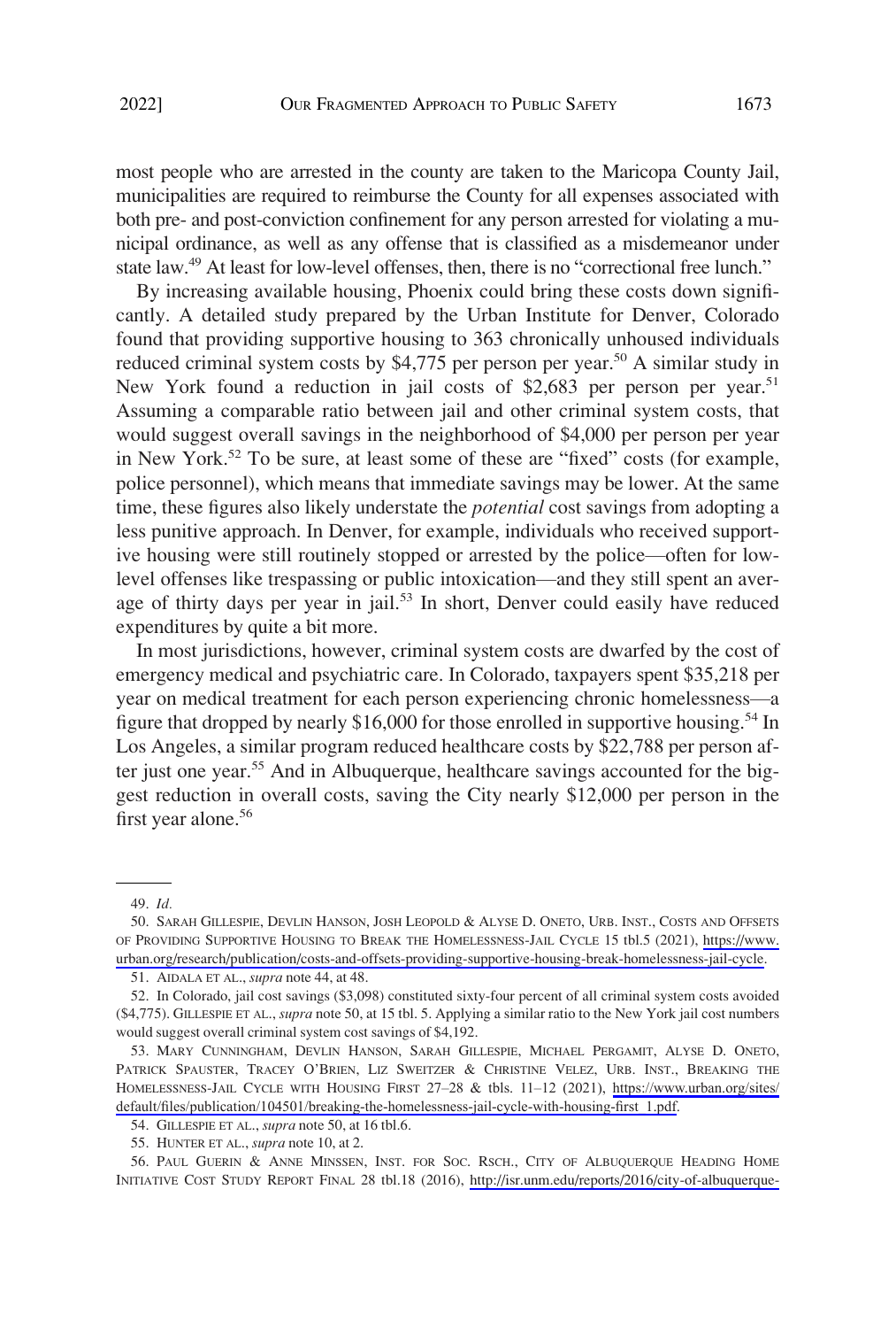most people who are arrested in the county are taken to the Maricopa County Jail, municipalities are required to reimburse the County for all expenses associated with both pre- and post-conviction confinement for any person arrested for violating a municipal ordinance, as well as any offense that is classified as a misdemeanor under state law.[49] At least for low-level offenses, then, there is no "correctional free lunch."

By increasing available housing, Phoenix could bring these costs down significantly. A detailed study prepared by the Urban Institute for Denver, Colorado found that providing supportive housing to 363 chronically unhoused individuals reduced criminal system costs by $4,775 per person per year.[50] A similar study in New York found a reduction in jail costs of $2,683 per person per year.[51] Assuming a comparable ratio between jail and other criminal system costs, that would suggest overall savings in the neighborhood of $4,000 per person per year in New York.[52] To be sure, at least some of these are "fixed" costs (for example, police personnel), which means that immediate savings may be lower. At the same time, these figures also likely understate the *potential* cost savings from adopting a less punitive approach. In Denver, for example, individuals who received supportive housing were still routinely stopped or arrested by the police—often for low-level offenses like trespassing or public intoxication—and they still spent an average of thirty days per year in jail.[53] In short, Denver could easily have reduced expenditures by quite a bit more.

In most jurisdictions, however, criminal system costs are dwarfed by the cost of emergency medical and psychiatric care. In Colorado, taxpayers spent $35,218 per year on medical treatment for each person experiencing chronic homelessness—a figure that dropped by nearly $16,000 for those enrolled in supportive housing.[54] In Los Angeles, a similar program reduced healthcare costs by $22,788 per person after just one year.[55] And in Albuquerque, healthcare savings accounted for the biggest reduction in overall costs, saving the City nearly $12,000 per person in the first year alone.[56]

---

49. *Id.*

50. SARAH GILLESPIE, DEVLIN HANSON, JOSH LEOPOLD & ALYSE D. ONETO, URB. INST., COSTS AND OFFSETS OF PROVIDING SUPPORTIVE HOUSING TO BREAK THE HOMELESSNESS-JAIL CYCLE 15 tbl.5 (2021), https://www.urban.org/research/publication/costs-and-offsets-providing-supportive-housing-break-homelessness-jail-cycle.

51. AIDALA ET AL., *supra* note 44, at 48.

52. In Colorado, jail cost savings ($3,098) constituted sixty-four percent of all criminal system costs avoided ($4,775). GILLESPIE ET AL., *supra* note 50, at 15 tbl. 5. Applying a similar ratio to the New York jail cost numbers would suggest overall criminal system cost savings of $4,192.

53. MARY CUNNINGHAM, DEVLIN HANSON, SARAH GILLESPIE, MICHAEL PERGAMIT, ALYSE D. ONETO, PATRICK SPAUSTER, TRACEY O'BRIEN, LIZ SWEITZER & CHRISTINE VELEZ, URB. INST., BREAKING THE HOMELESSNESS-JAIL CYCLE WITH HOUSING FIRST 27–28 & tbls. 11–12 (2021), https://www.urban.org/sites/default/files/publication/104501/breaking-the-homelessness-jail-cycle-with-housing-first_1.pdf.

54. GILLESPIE ET AL., *supra* note 50, at 16 tbl.6.

55. HUNTER ET AL., *supra* note 10, at 2.

56. PAUL GUERIN & ANNE MINSSEN, INST. FOR SOC. RSCH., CITY OF ALBUQUERQUE HEADING HOME INITIATIVE COST STUDY REPORT FINAL 28 tbl.18 (2016), http://isr.unm.edu/reports/2016/city-of-albuquerque-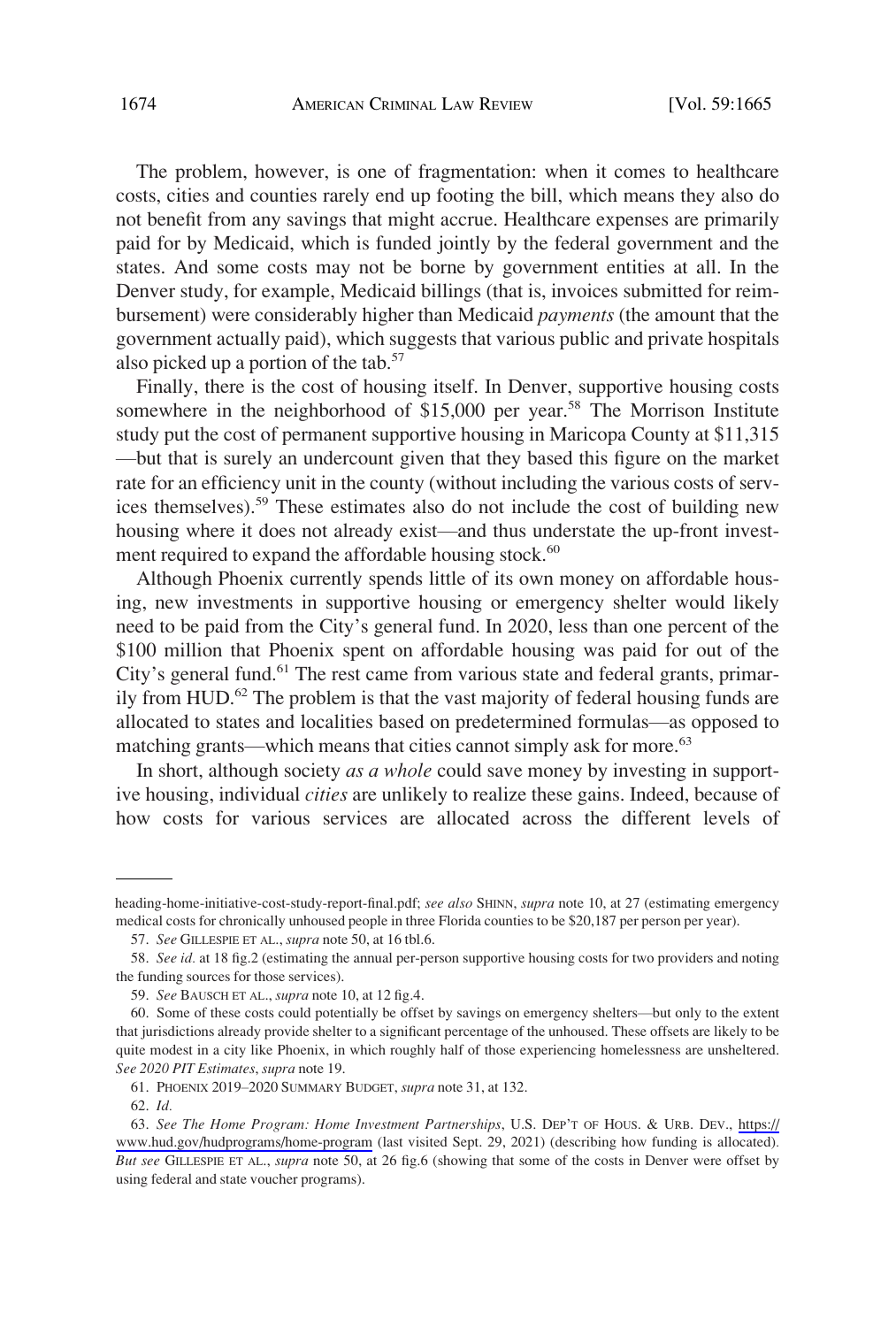The problem, however, is one of fragmentation: when it comes to healthcare costs, cities and counties rarely end up footing the bill, which means they also do not benefit from any savings that might accrue. Healthcare expenses are primarily paid for by Medicaid, which is funded jointly by the federal government and the states. And some costs may not be borne by government entities at all. In the Denver study, for example, Medicaid billings (that is, invoices submitted for reimbursement) were considerably higher than Medicaid *payments* (the amount that the government actually paid), which suggests that various public and private hospitals also picked up a portion of the tab.[57]

Finally, there is the cost of housing itself. In Denver, supportive housing costs somewhere in the neighborhood of $15,000 per year.[58] The Morrison Institute study put the cost of permanent supportive housing in Maricopa County at $11,315—but that is surely an undercount given that they based this figure on the market rate for an efficiency unit in the county (without including the various costs of services themselves).[59] These estimates also do not include the cost of building new housing where it does not already exist—and thus understate the up-front investment required to expand the affordable housing stock.[60]

Although Phoenix currently spends little of its own money on affordable housing, new investments in supportive housing or emergency shelter would likely need to be paid from the City's general fund. In 2020, less than one percent of the $100 million that Phoenix spent on affordable housing was paid for out of the City's general fund.[61] The rest came from various state and federal grants, primarily from HUD.[62] The problem is that the vast majority of federal housing funds are allocated to states and localities based on predetermined formulas—as opposed to matching grants—which means that cities cannot simply ask for more.[63]

In short, although society *as a whole* could save money by investing in supportive housing, individual *cities* are unlikely to realize these gains. Indeed, because of how costs for various services are allocated across the different levels of

---

heading-home-initiative-cost-study-report-final.pdf; *see also* SHINN, *supra* note 10, at 27 (estimating emergency medical costs for chronically unhoused people in three Florida counties to be $20,187 per person per year).

57. *See* GILLESPIE ET AL., *supra* note 50, at 16 tbl.6.

58. *See id.* at 18 fig.2 (estimating the annual per-person supportive housing costs for two providers and noting the funding sources for those services).

59. *See* BAUSCH ET AL., *supra* note 10, at 12 fig.4.

60. Some of these costs could potentially be offset by savings on emergency shelters—but only to the extent that jurisdictions already provide shelter to a significant percentage of the unhoused. These offsets are likely to be quite modest in a city like Phoenix, in which roughly half of those experiencing homelessness are unsheltered. *See 2020 PIT Estimates*, *supra* note 19.

61. PHOENIX 2019–2020 SUMMARY BUDGET, *supra* note 31, at 132.

62. *Id.*

63. *See The Home Program: Home Investment Partnerships*, U.S. DEP'T OF HOUS. & URB. DEV., https://www.hud.gov/hudprograms/home-program (last visited Sept. 29, 2021) (describing how funding is allocated). *But see* GILLESPIE ET AL., *supra* note 50, at 26 fig.6 (showing that some of the costs in Denver were offset by using federal and state voucher programs).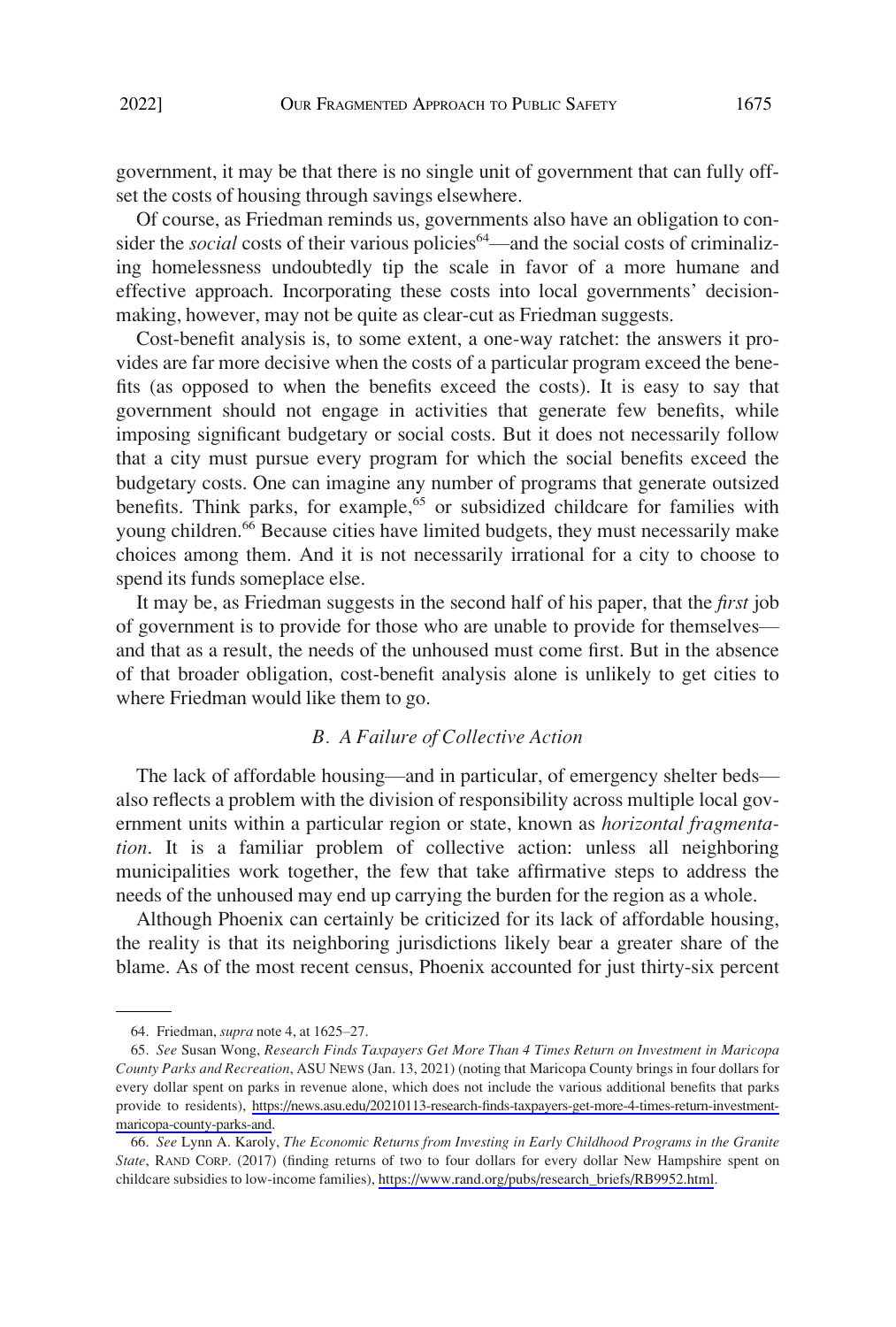government, it may be that there is no single unit of government that can fully offset the costs of housing through savings elsewhere.

Of course, as Friedman reminds us, governments also have an obligation to consider the *social* costs of their various policies[64]—and the social costs of criminalizing homelessness undoubtedly tip the scale in favor of a more humane and effective approach. Incorporating these costs into local governments' decision-making, however, may not be quite as clear-cut as Friedman suggests.

Cost-benefit analysis is, to some extent, a one-way ratchet: the answers it provides are far more decisive when the costs of a particular program exceed the benefits (as opposed to when the benefits exceed the costs). It is easy to say that government should not engage in activities that generate few benefits, while imposing significant budgetary or social costs. But it does not necessarily follow that a city must pursue every program for which the social benefits exceed the budgetary costs. One can imagine any number of programs that generate outsized benefits. Think parks, for example,[65] or subsidized childcare for families with young children.[66] Because cities have limited budgets, they must necessarily make choices among them. And it is not necessarily irrational for a city to choose to spend its funds someplace else.

It may be, as Friedman suggests in the second half of his paper, that the *first* job of government is to provide for those who are unable to provide for themselves—and that as a result, the needs of the unhoused must come first. But in the absence of that broader obligation, cost-benefit analysis alone is unlikely to get cities to where Friedman would like them to go.

### *B. A Failure of Collective Action*

The lack of affordable housing—and in particular, of emergency shelter beds—also reflects a problem with the division of responsibility across multiple local government units within a particular region or state, known as *horizontal fragmentation*. It is a familiar problem of collective action: unless all neighboring municipalities work together, the few that take affirmative steps to address the needs of the unhoused may end up carrying the burden for the region as a whole.

Although Phoenix can certainly be criticized for its lack of affordable housing, the reality is that its neighboring jurisdictions likely bear a greater share of the blame. As of the most recent census, Phoenix accounted for just thirty-six percent

---

64. Friedman, *supra* note 4, at 1625–27.

65. *See* Susan Wong, *Research Finds Taxpayers Get More Than 4 Times Return on Investment in Maricopa County Parks and Recreation*, ASU NEWS (Jan. 13, 2021) (noting that Maricopa County brings in four dollars for every dollar spent on parks in revenue alone, which does not include the various additional benefits that parks provide to residents), https://news.asu.edu/20210113-research-finds-taxpayers-get-more-4-times-return-investment-maricopa-county-parks-and.

66. *See* Lynn A. Karoly, *The Economic Returns from Investing in Early Childhood Programs in the Granite State*, RAND CORP. (2017) (finding returns of two to four dollars for every dollar New Hampshire spent on childcare subsidies to low-income families), https://www.rand.org/pubs/research_briefs/RB9952.html.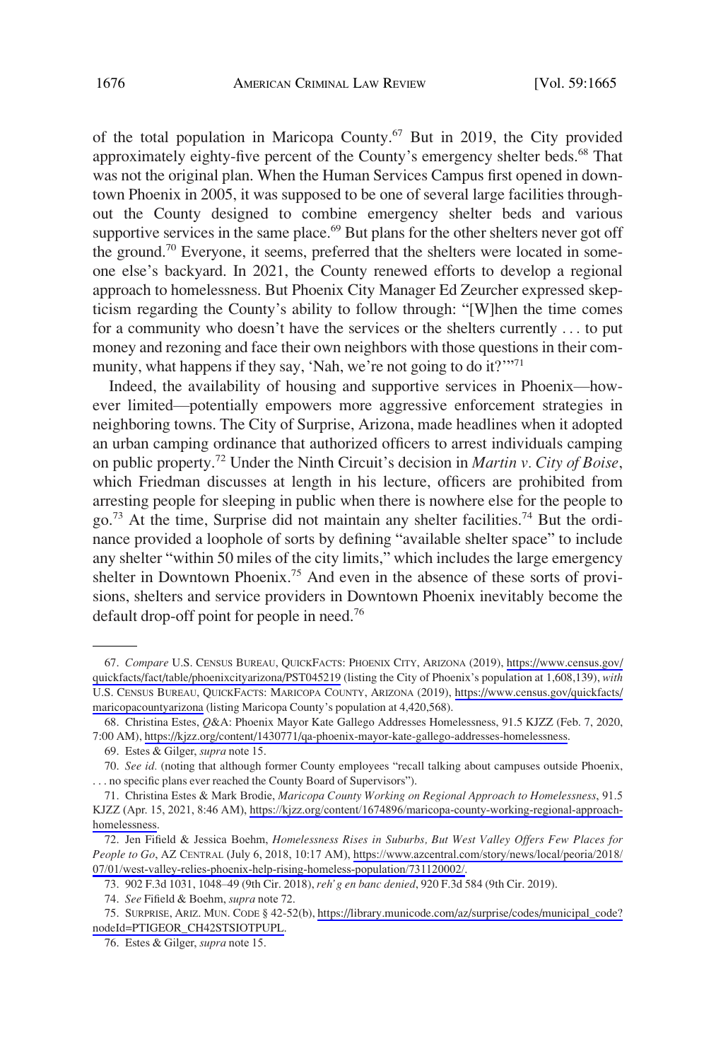of the total population in Maricopa County.[67] But in 2019, the City provided approximately eighty-five percent of the County's emergency shelter beds.[68] That was not the original plan. When the Human Services Campus first opened in downtown Phoenix in 2005, it was supposed to be one of several large facilities throughout the County designed to combine emergency shelter beds and various supportive services in the same place.[69] But plans for the other shelters never got off the ground.[70] Everyone, it seems, preferred that the shelters were located in someone else's backyard. In 2021, the County renewed efforts to develop a regional approach to homelessness. But Phoenix City Manager Ed Zeurcher expressed skepticism regarding the County's ability to follow through: "[W]hen the time comes for a community who doesn't have the services or the shelters currently . . . to put money and rezoning and face their own neighbors with those questions in their community, what happens if they say, 'Nah, we're not going to do it?'"[71]

Indeed, the availability of housing and supportive services in Phoenix—however limited—potentially empowers more aggressive enforcement strategies in neighboring towns. The City of Surprise, Arizona, made headlines when it adopted an urban camping ordinance that authorized officers to arrest individuals camping on public property.[72] Under the Ninth Circuit's decision in *Martin v. City of Boise*, which Friedman discusses at length in his lecture, officers are prohibited from arresting people for sleeping in public when there is nowhere else for the people to go.[73] At the time, Surprise did not maintain any shelter facilities.[74] But the ordinance provided a loophole of sorts by defining "available shelter space" to include any shelter "within 50 miles of the city limits," which includes the large emergency shelter in Downtown Phoenix.[75] And even in the absence of these sorts of provisions, shelters and service providers in Downtown Phoenix inevitably become the default drop-off point for people in need.[76]

---

67. *Compare* U.S. CENSUS BUREAU, QUICKFACTS: PHOENIX CITY, ARIZONA (2019), https://www.census.gov/quickfacts/fact/table/phoenixcityarizona/PST045219 (listing the City of Phoenix's population at 1,608,139), *with* U.S. CENSUS BUREAU, QUICKFACTS: MARICOPA COUNTY, ARIZONA (2019), https://www.census.gov/quickfacts/maricopacountyarizona (listing Maricopa County's population at 4,420,568).

68. Christina Estes, *Q*&A: Phoenix Mayor Kate Gallego Addresses Homelessness, 91.5 KJZZ (Feb. 7, 2020, 7:00 AM), https://kjzz.org/content/1430771/qa-phoenix-mayor-kate-gallego-addresses-homelessness.

69. Estes & Gilger, *supra* note 15.

70. *See id.* (noting that although former County employees "recall talking about campuses outside Phoenix, . . . no specific plans ever reached the County Board of Supervisors").

71. Christina Estes & Mark Brodie, *Maricopa County Working on Regional Approach to Homelessness*, 91.5 KJZZ (Apr. 15, 2021, 8:46 AM), https://kjzz.org/content/1674896/maricopa-county-working-regional-approach-homelessness.

72. Jen Fifield & Jessica Boehm, *Homelessness Rises in Suburbs, But West Valley Offers Few Places for People to Go*, AZ CENTRAL (July 6, 2018, 10:17 AM), https://www.azcentral.com/story/news/local/peoria/2018/07/01/west-valley-relies-phoenix-help-rising-homeless-population/731120002/.

73. 902 F.3d 1031, 1048–49 (9th Cir. 2018), *reh'g en banc denied*, 920 F.3d 584 (9th Cir. 2019).

74. *See* Fifield & Boehm, *supra* note 72.

75. SURPRISE, ARIZ. MUN. CODE § 42-52(b), https://library.municode.com/az/surprise/codes/municipal_code?nodeId=PTIGEOR_CH42STSIOTPUPL.

76. Estes & Gilger, *supra* note 15.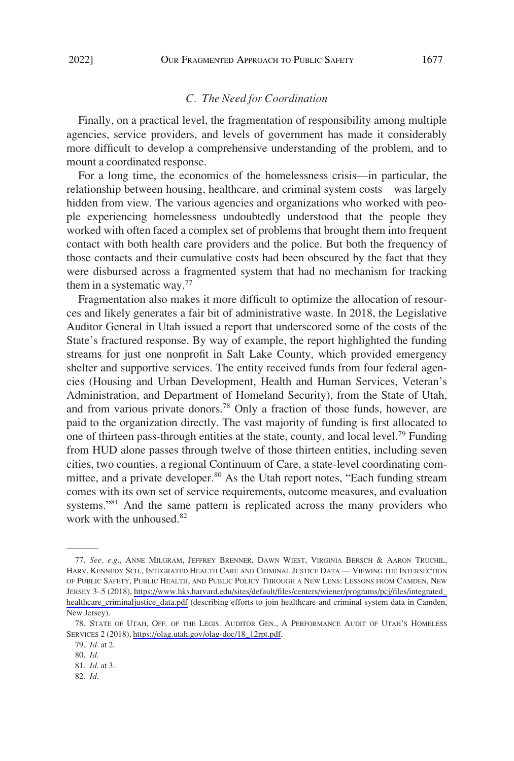### *C. The Need for Coordination*

Finally, on a practical level, the fragmentation of responsibility among multiple agencies, service providers, and levels of government has made it considerably more difficult to develop a comprehensive understanding of the problem, and to mount a coordinated response.

For a long time, the economics of the homelessness crisis—in particular, the relationship between housing, healthcare, and criminal system costs—was largely hidden from view. The various agencies and organizations who worked with people experiencing homelessness undoubtedly understood that the people they worked with often faced a complex set of problems that brought them into frequent contact with both health care providers and the police. But both the frequency of those contacts and their cumulative costs had been obscured by the fact that they were disbursed across a fragmented system that had no mechanism for tracking them in a systematic way.[77]

Fragmentation also makes it more difficult to optimize the allocation of resources and likely generates a fair bit of administrative waste. In 2018, the Legislative Auditor General in Utah issued a report that underscored some of the costs of the State's fractured response. By way of example, the report highlighted the funding streams for just one nonprofit in Salt Lake County, which provided emergency shelter and supportive services. The entity received funds from four federal agencies (Housing and Urban Development, Health and Human Services, Veteran's Administration, and Department of Homeland Security), from the State of Utah, and from various private donors.[78] Only a fraction of those funds, however, are paid to the organization directly. The vast majority of funding is first allocated to one of thirteen pass-through entities at the state, county, and local level.[79] Funding from HUD alone passes through twelve of those thirteen entities, including seven cities, two counties, a regional Continuum of Care, a state-level coordinating committee, and a private developer.[80] As the Utah report notes, "Each funding stream comes with its own set of service requirements, outcome measures, and evaluation systems."[81] And the same pattern is replicated across the many providers who work with the unhoused.[82]

---

77. *See, e.g.*, ANNE MILGRAM, JEFFREY BRENNER, DAWN WIEST, VIRGINIA BERSCH & AARON TRUCHIL, HARV. KENNEDY SCH., INTEGRATED HEALTH CARE AND CRIMINAL JUSTICE DATA — VIEWING THE INTERSECTION OF PUBLIC SAFETY, PUBLIC HEALTH, AND PUBLIC POLICY THROUGH A NEW LENS: LESSONS FROM CAMDEN, NEW JERSEY 3–5 (2018), https://www.hks.harvard.edu/sites/default/files/centers/wiener/programs/pcj/files/integrated_healthcare_criminaljustice_data.pdf (describing efforts to join healthcare and criminal system data in Camden, New Jersey).

78. STATE OF UTAH, OFF. OF THE LEGIS. AUDITOR GEN., A PERFORMANCE AUDIT OF UTAH'S HOMELESS SERVICES 2 (2018), https://olag.utah.gov/olag-doc/18_12rpt.pdf.

79. *Id.* at 2.

80. *Id.*

81. *Id.* at 3.

82. *Id.*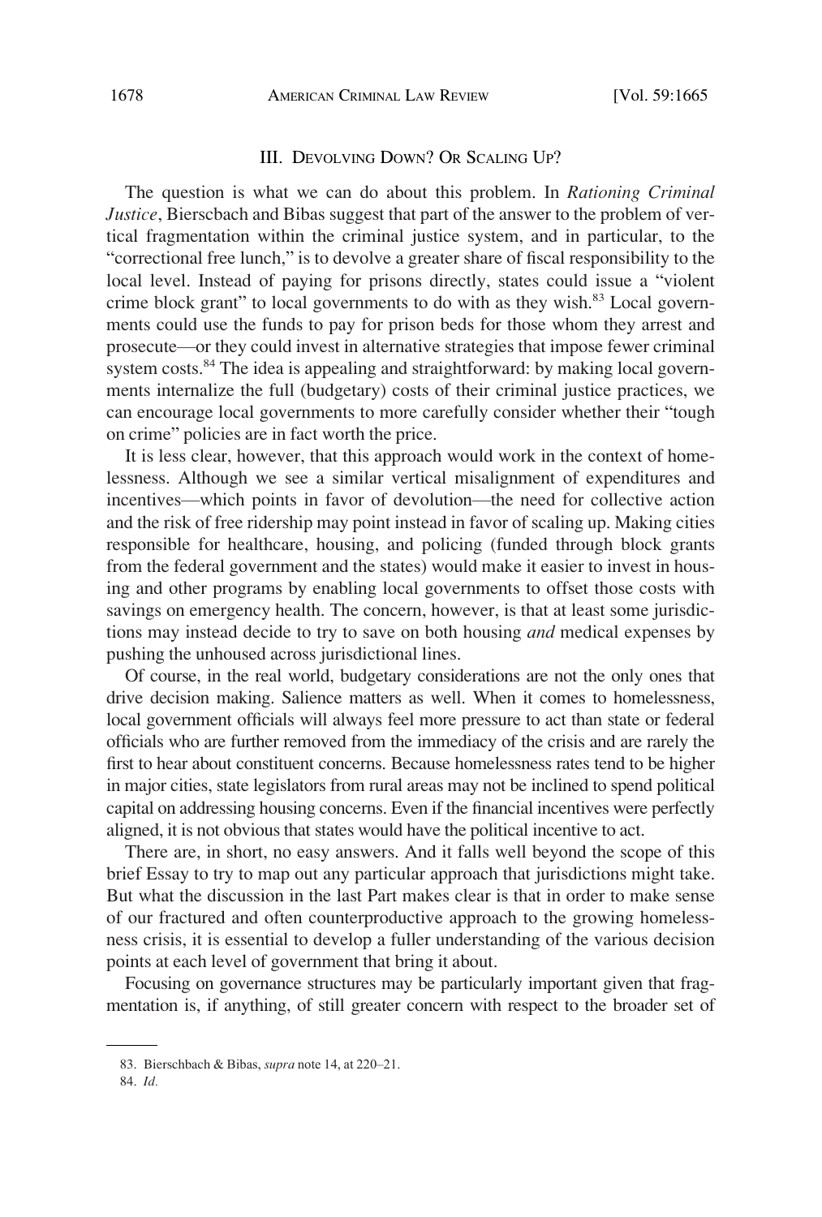## III. DEVOLVING DOWN? OR SCALING UP?

The question is what we can do about this problem. In *Rationing Criminal Justice*, Bierscbach and Bibas suggest that part of the answer to the problem of vertical fragmentation within the criminal justice system, and in particular, to the "correctional free lunch," is to devolve a greater share of fiscal responsibility to the local level. Instead of paying for prisons directly, states could issue a "violent crime block grant" to local governments to do with as they wish.[83] Local governments could use the funds to pay for prison beds for those whom they arrest and prosecute—or they could invest in alternative strategies that impose fewer criminal system costs.[84] The idea is appealing and straightforward: by making local governments internalize the full (budgetary) costs of their criminal justice practices, we can encourage local governments to more carefully consider whether their "tough on crime" policies are in fact worth the price.

It is less clear, however, that this approach would work in the context of homelessness. Although we see a similar vertical misalignment of expenditures and incentives—which points in favor of devolution—the need for collective action and the risk of free ridership may point instead in favor of scaling up. Making cities responsible for healthcare, housing, and policing (funded through block grants from the federal government and the states) would make it easier to invest in housing and other programs by enabling local governments to offset those costs with savings on emergency health. The concern, however, is that at least some jurisdictions may instead decide to try to save on both housing *and* medical expenses by pushing the unhoused across jurisdictional lines.

Of course, in the real world, budgetary considerations are not the only ones that drive decision making. Salience matters as well. When it comes to homelessness, local government officials will always feel more pressure to act than state or federal officials who are further removed from the immediacy of the crisis and are rarely the first to hear about constituent concerns. Because homelessness rates tend to be higher in major cities, state legislators from rural areas may not be inclined to spend political capital on addressing housing concerns. Even if the financial incentives were perfectly aligned, it is not obvious that states would have the political incentive to act.

There are, in short, no easy answers. And it falls well beyond the scope of this brief Essay to try to map out any particular approach that jurisdictions might take. But what the discussion in the last Part makes clear is that in order to make sense of our fractured and often counterproductive approach to the growing homelessness crisis, it is essential to develop a fuller understanding of the various decision points at each level of government that bring it about.

Focusing on governance structures may be particularly important given that fragmentation is, if anything, of still greater concern with respect to the broader set of

---

83. Bierschbach & Bibas, *supra* note 14, at 220–21.

84. *Id.*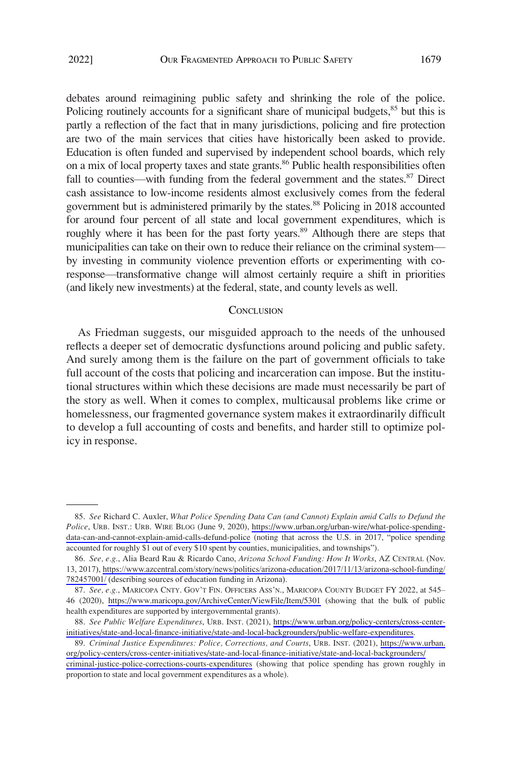debates around reimagining public safety and shrinking the role of the police. Policing routinely accounts for a significant share of municipal budgets,[85] but this is partly a reflection of the fact that in many jurisdictions, policing and fire protection are two of the main services that cities have historically been asked to provide. Education is often funded and supervised by independent school boards, which rely on a mix of local property taxes and state grants.[86] Public health responsibilities often fall to counties—with funding from the federal government and the states.[87] Direct cash assistance to low-income residents almost exclusively comes from the federal government but is administered primarily by the states.[88] Policing in 2018 accounted for around four percent of all state and local government expenditures, which is roughly where it has been for the past forty years.[89] Although there are steps that municipalities can take on their own to reduce their reliance on the criminal system—by investing in community violence prevention efforts or experimenting with co-response—transformative change will almost certainly require a shift in priorities (and likely new investments) at the federal, state, and county levels as well.

## CONCLUSION

As Friedman suggests, our misguided approach to the needs of the unhoused reflects a deeper set of democratic dysfunctions around policing and public safety. And surely among them is the failure on the part of government officials to take full account of the costs that policing and incarceration can impose. But the institutional structures within which these decisions are made must necessarily be part of the story as well. When it comes to complex, multicausal problems like crime or homelessness, our fragmented governance system makes it extraordinarily difficult to develop a full accounting of costs and benefits, and harder still to optimize policy in response.

---

85. *See* Richard C. Auxler, *What Police Spending Data Can (and Cannot) Explain amid Calls to Defund the Police*, URB. INST.: URB. WIRE BLOG (June 9, 2020), https://www.urban.org/urban-wire/what-police-spending-data-can-and-cannot-explain-amid-calls-defund-police (noting that across the U.S. in 2017, "police spending accounted for roughly $1 out of every $10 spent by counties, municipalities, and townships").

86. *See, e.g.*, Alia Beard Rau & Ricardo Cano, *Arizona School Funding: How It Works*, AZ CENTRAL (Nov. 13, 2017), https://www.azcentral.com/story/news/politics/arizona-education/2017/11/13/arizona-school-funding/782457001/ (describing sources of education funding in Arizona).

87. *See, e.g.*, MARICOPA CNTY. GOV'T FIN. OFFICERS ASS'N., MARICOPA COUNTY BUDGET FY 2022, at 545–46 (2020), https://www.maricopa.gov/ArchiveCenter/ViewFile/Item/5301 (showing that the bulk of public health expenditures are supported by intergovernmental grants).

88. *See Public Welfare Expenditures*, URB. INST. (2021), https://www.urban.org/policy-centers/cross-center-initiatives/state-and-local-finance-initiative/state-and-local-backgrounders/public-welfare-expenditures.

89. *Criminal Justice Expenditures: Police, Corrections, and Courts*, URB. INST. (2021), https://www.urban.org/policy-centers/cross-center-initiatives/state-and-local-finance-initiative/state-and-local-backgrounders/criminal-justice-police-corrections-courts-expenditures (showing that police spending has grown roughly in proportion to state and local government expenditures as a whole).